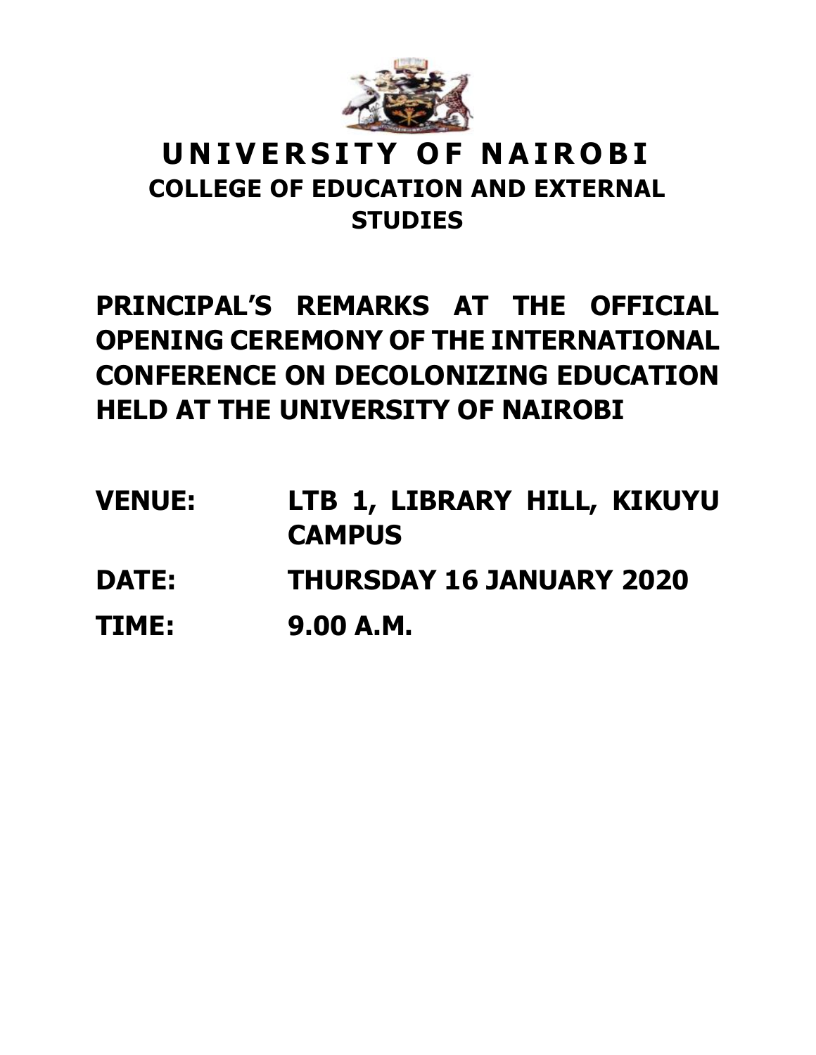# UNIVERSITY OF NAIROBI

## COLLEGE OF EDUCATION AND EXTERNAL STUDIES

## PRINCIPAL'S REMARKS AT THE OFFICIAL OPENING CEREMONY OF THE INTERNATIONAL CONFERENCE ON DECOLONIZING EDUCATION HELD AT THE UNIVERSITY OF NAIROBI

**VENUE:** **LTB 1, LIBRARY HILL, KIKUYU CAMPUS**

**DATE:** **THURSDAY 16 JANUARY 2020**

**TIME:** **9.00 A.M.**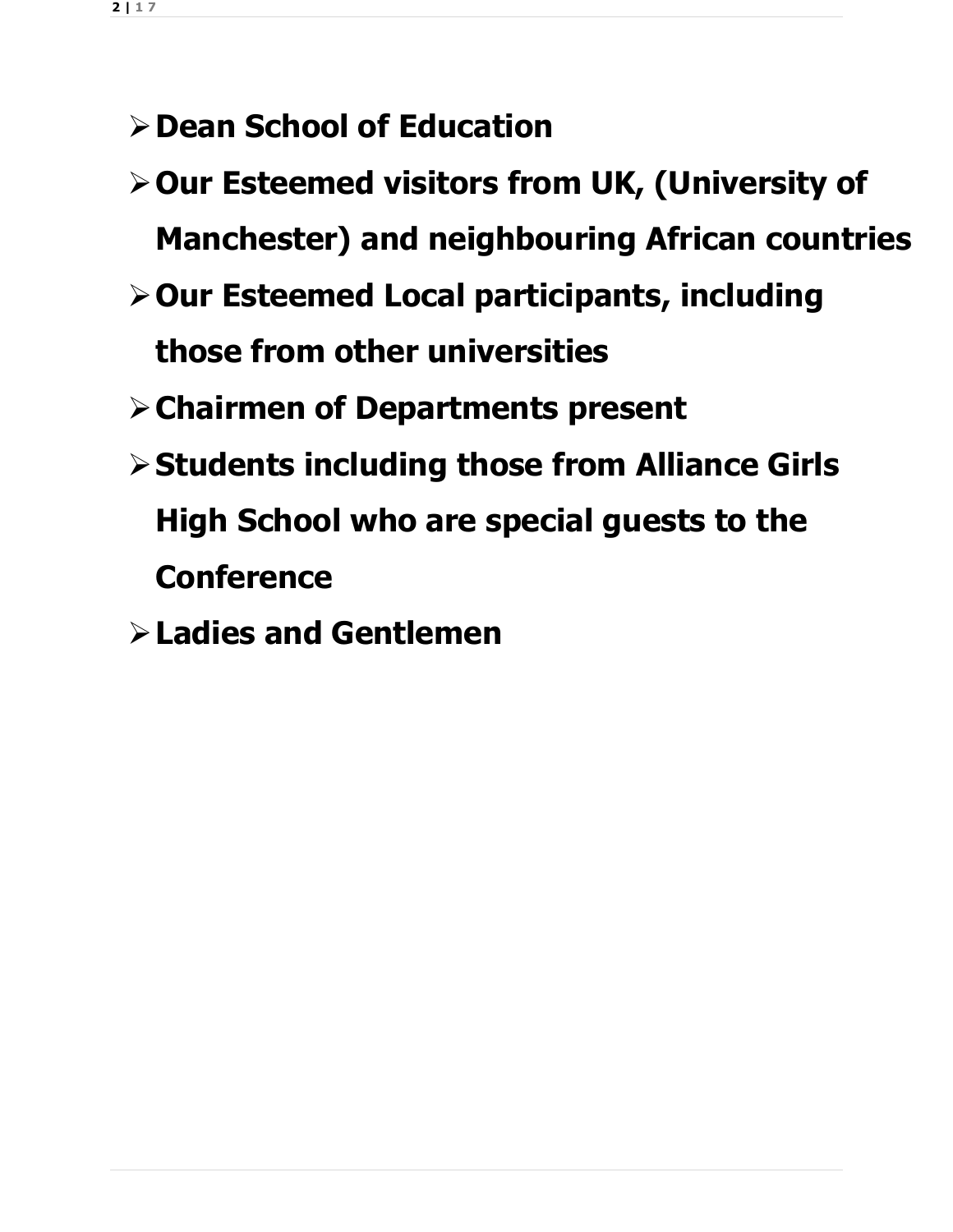- **Dean School of Education**
- **Our Esteemed visitors from UK, (University of Manchester) and neighbouring African countries**
- **Our Esteemed Local participants, including those from other universities**
- **Chairmen of Departments present**
- **Students including those from Alliance Girls High School who are special guests to the Conference**
- **Ladies and Gentlemen**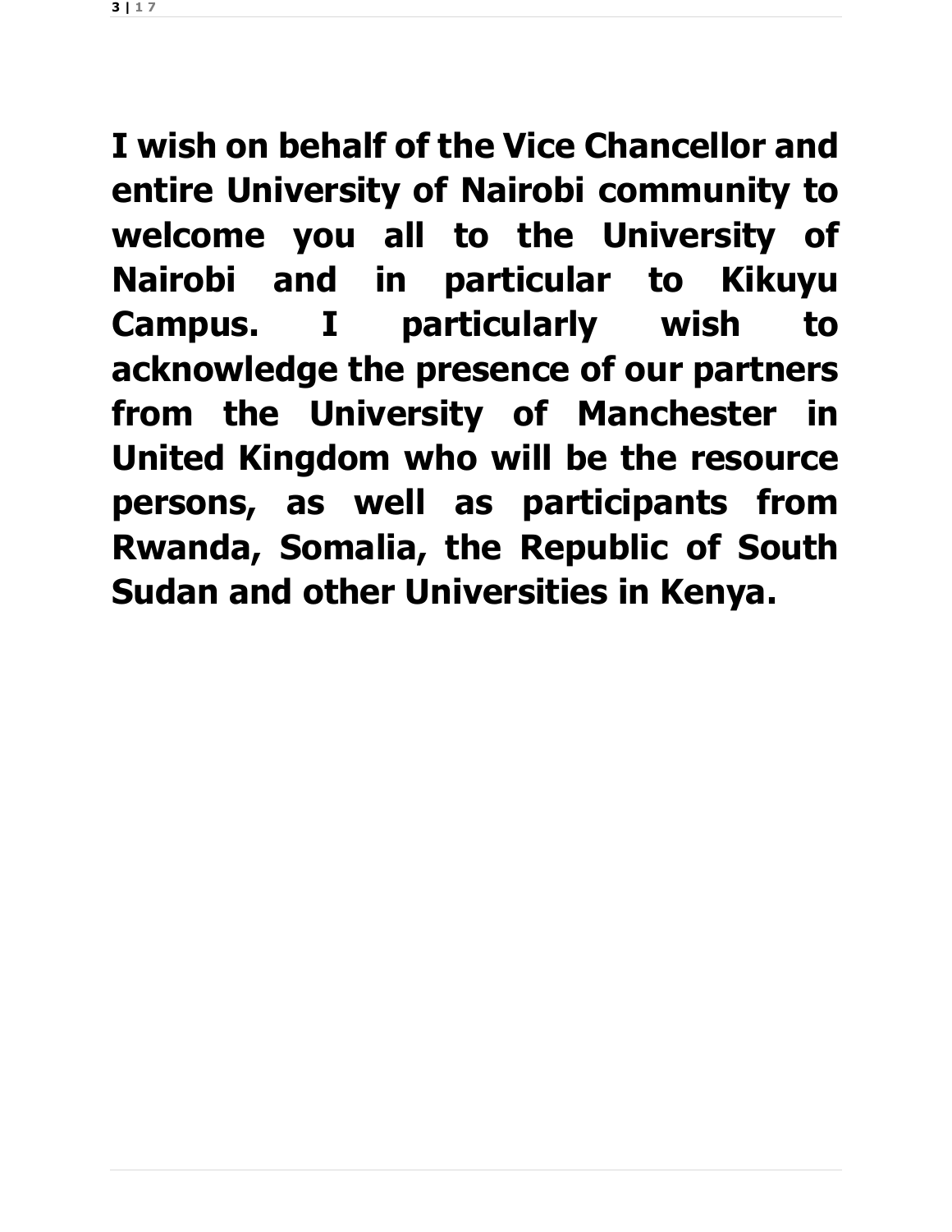**I wish on behalf of the Vice Chancellor and entire University of Nairobi community to welcome you all to the University of Nairobi and in particular to Kikuyu Campus. I particularly wish to acknowledge the presence of our partners from the University of Manchester in United Kingdom who will be the resource persons, as well as participants from Rwanda, Somalia, the Republic of South Sudan and other Universities in Kenya.**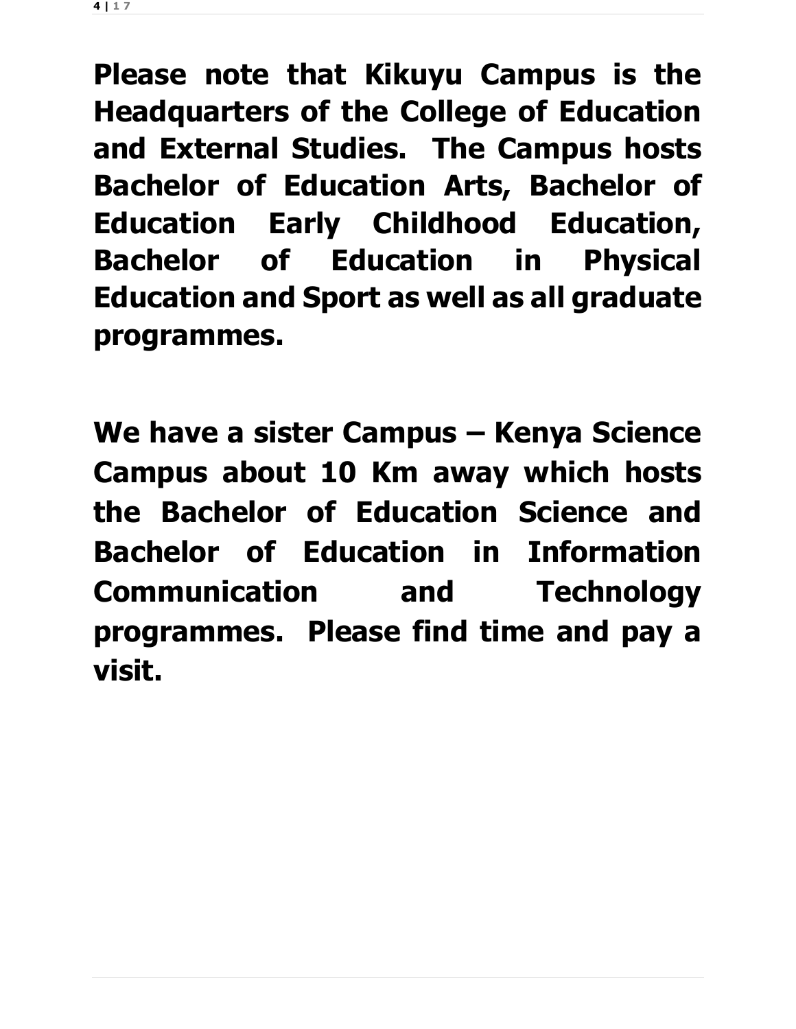**Please note that Kikuyu Campus is the Headquarters of the College of Education and External Studies. The Campus hosts Bachelor of Education Arts, Bachelor of Education Early Childhood Education, Bachelor of Education in Physical Education and Sport as well as all graduate programmes.**

**We have a sister Campus – Kenya Science Campus about 10 Km away which hosts the Bachelor of Education Science and Bachelor of Education in Information Communication and Technology programmes. Please find time and pay a visit.**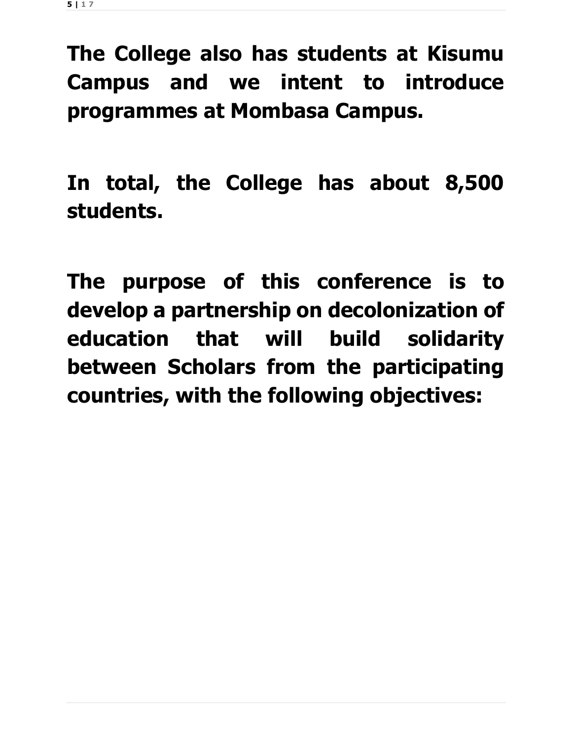**The College also has students at Kisumu Campus and we intent to introduce programmes at Mombasa Campus.**

**In total, the College has about 8,500 students.**

**The purpose of this conference is to develop a partnership on decolonization of education that will build solidarity between Scholars from the participating countries, with the following objectives:**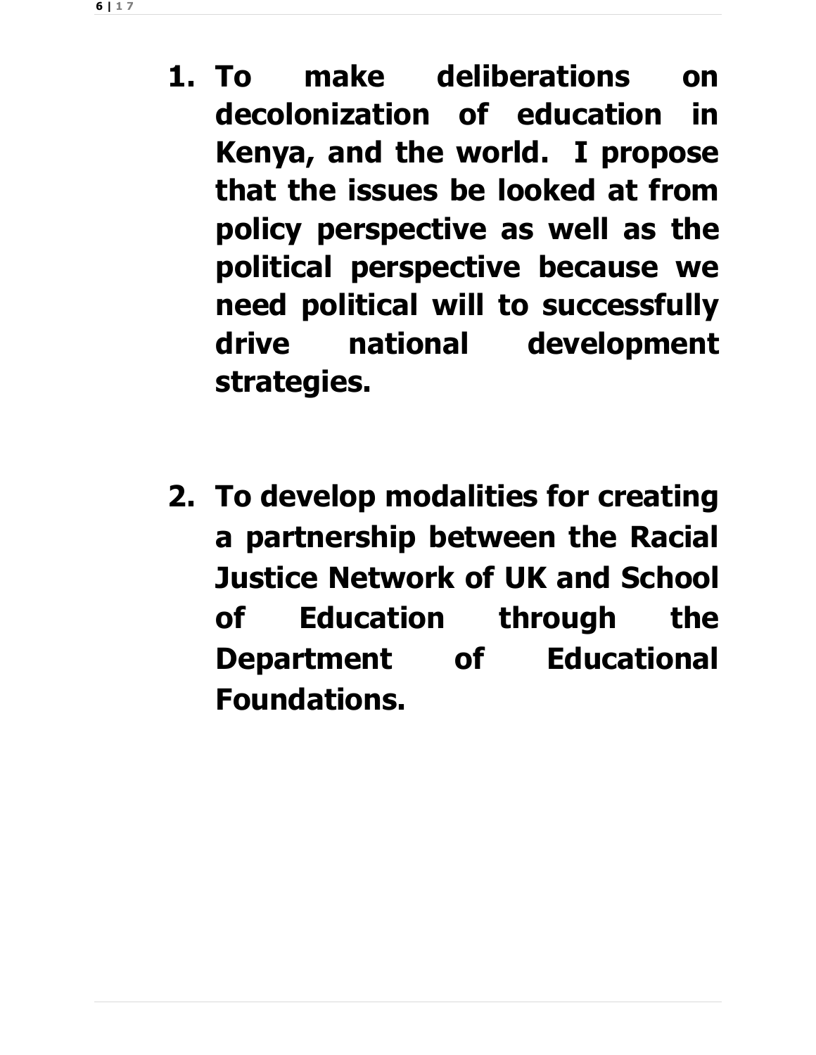1. **To make deliberations on decolonization of education in Kenya, and the world. I propose that the issues be looked at from policy perspective as well as the political perspective because we need political will to successfully drive national development strategies.**

2. **To develop modalities for creating a partnership between the Racial Justice Network of UK and School of Education through the Department of Educational Foundations.**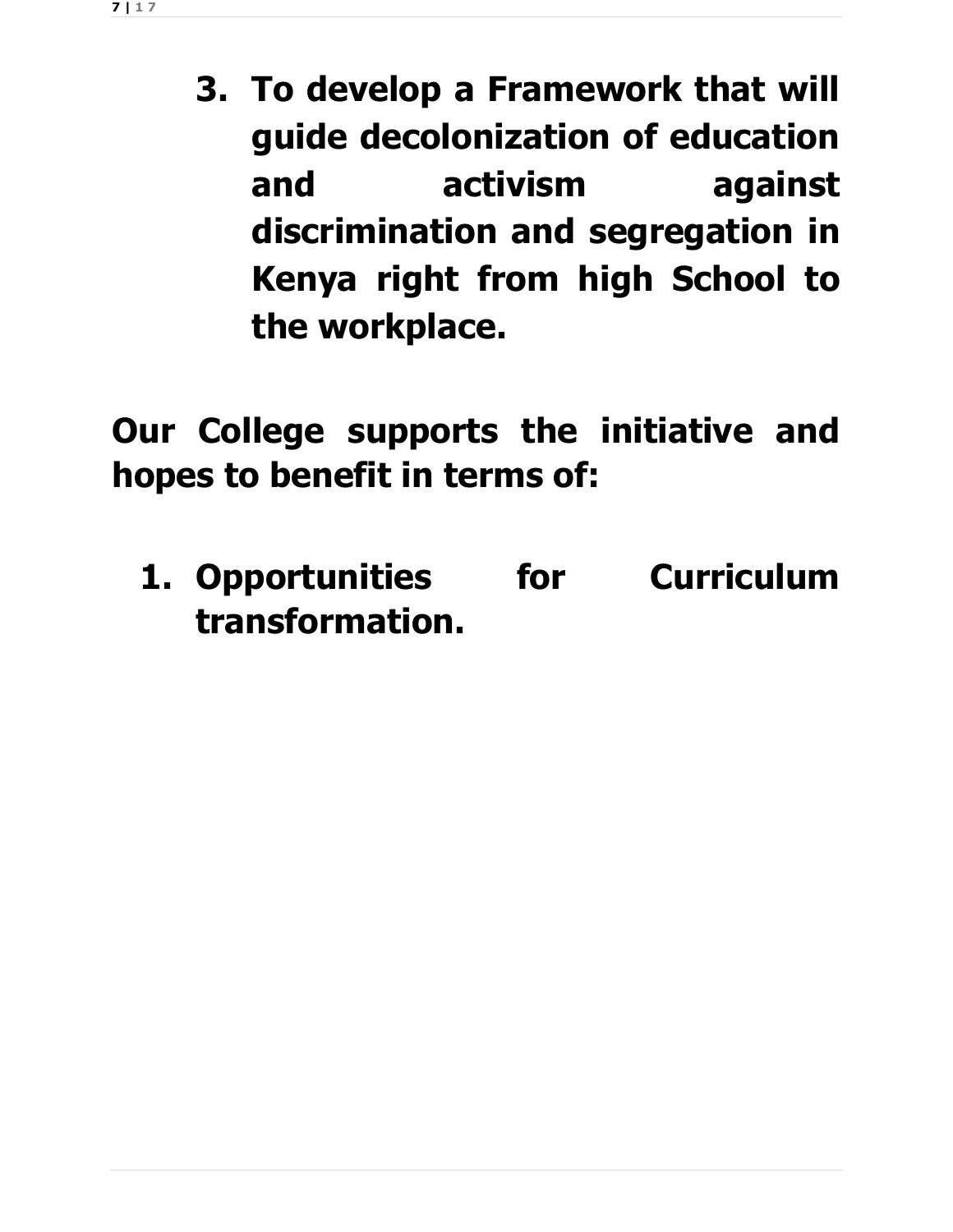3. **To develop a Framework that will guide decolonization of education and activism against discrimination and segregation in Kenya right from high School to the workplace.**

**Our College supports the initiative and hopes to benefit in terms of:**

1. **Opportunities for Curriculum transformation.**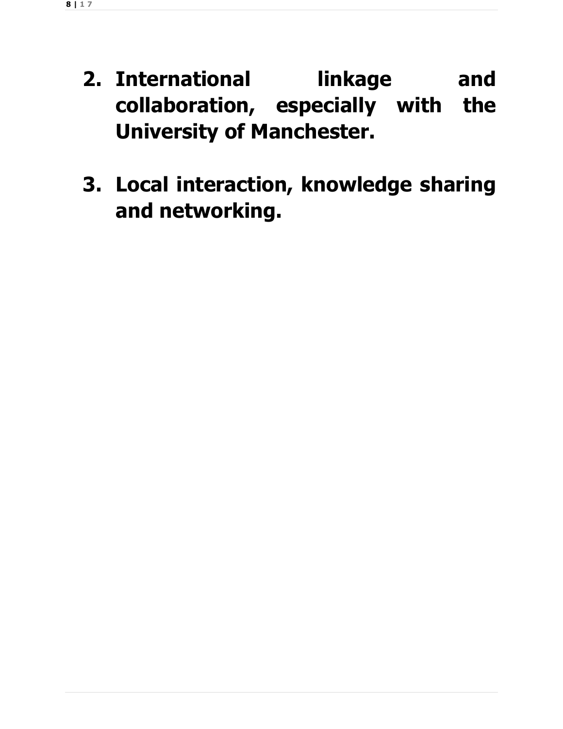2. **International linkage and collaboration, especially with the University of Manchester.**

3. **Local interaction, knowledge sharing and networking.**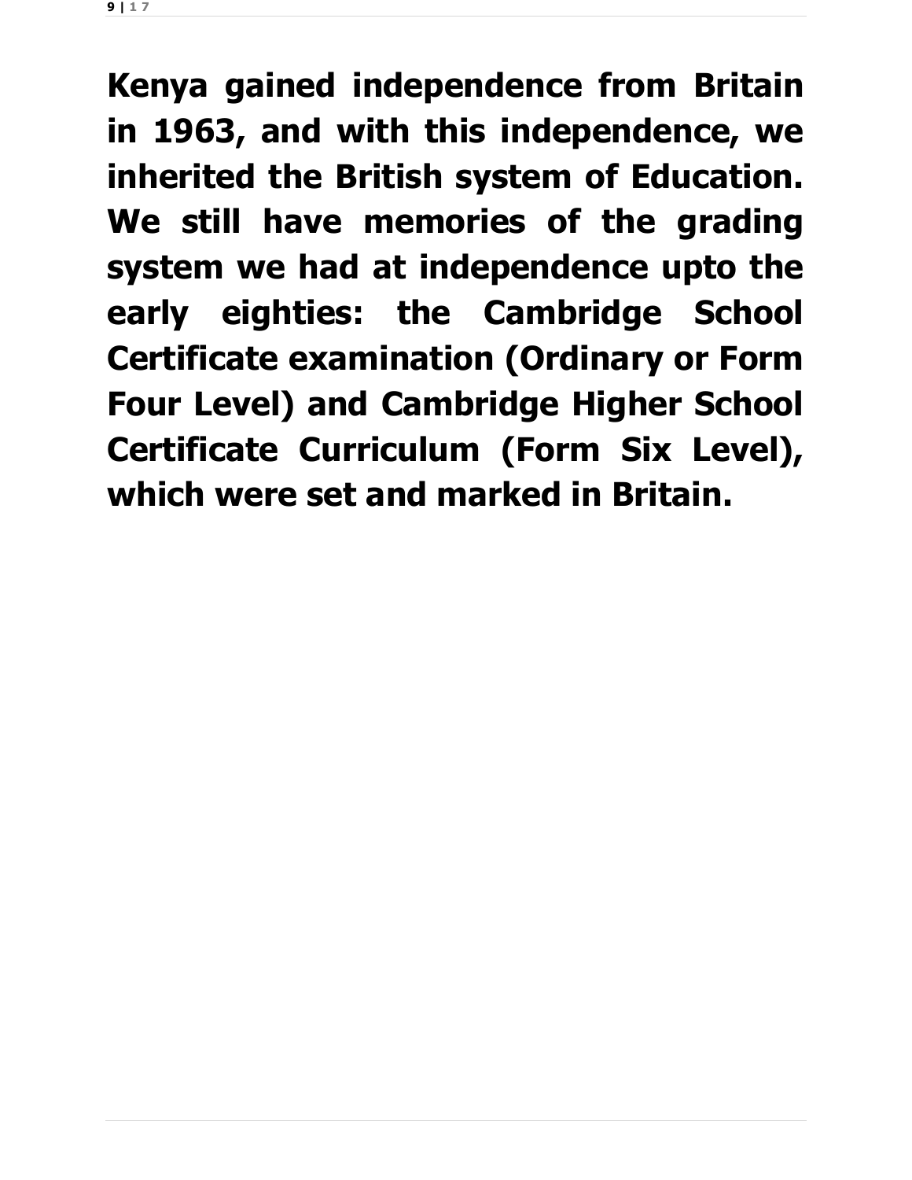**Kenya gained independence from Britain in 1963, and with this independence, we inherited the British system of Education. We still have memories of the grading system we had at independence upto the early eighties: the Cambridge School Certificate examination (Ordinary or Form Four Level) and Cambridge Higher School Certificate Curriculum (Form Six Level), which were set and marked in Britain.**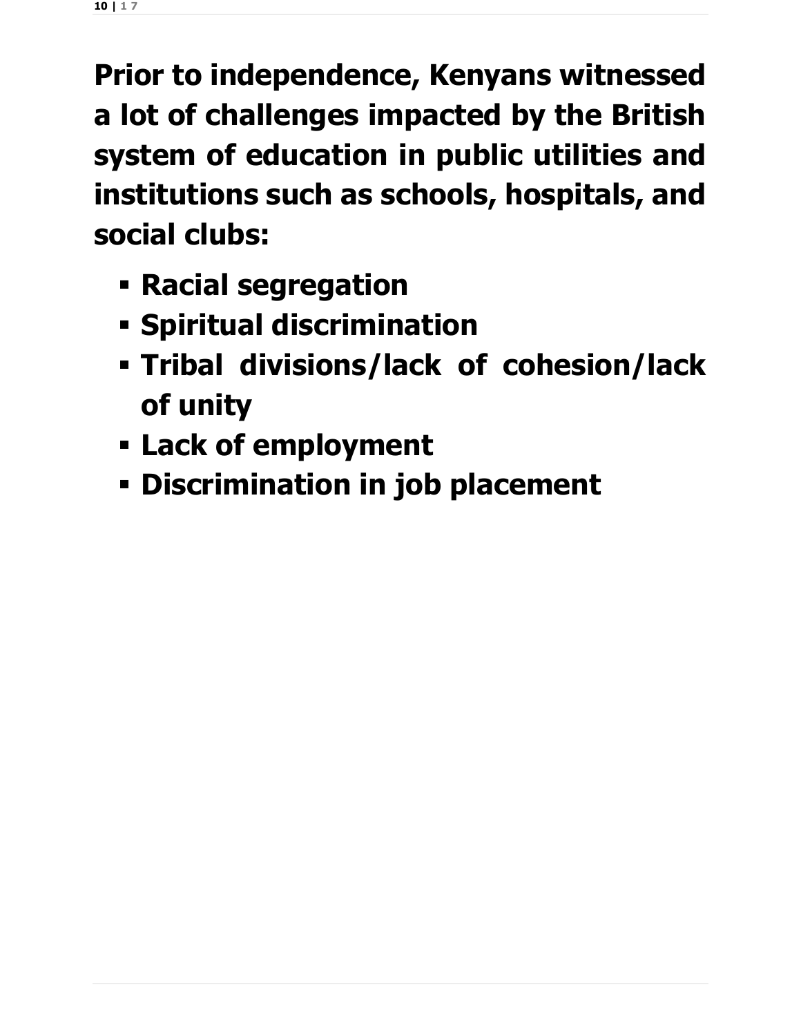**Prior to independence, Kenyans witnessed a lot of challenges impacted by the British system of education in public utilities and institutions such as schools, hospitals, and social clubs:**

- **Racial segregation**
- **Spiritual discrimination**
- **Tribal divisions/lack of cohesion/lack of unity**
- **Lack of employment**
- **Discrimination in job placement**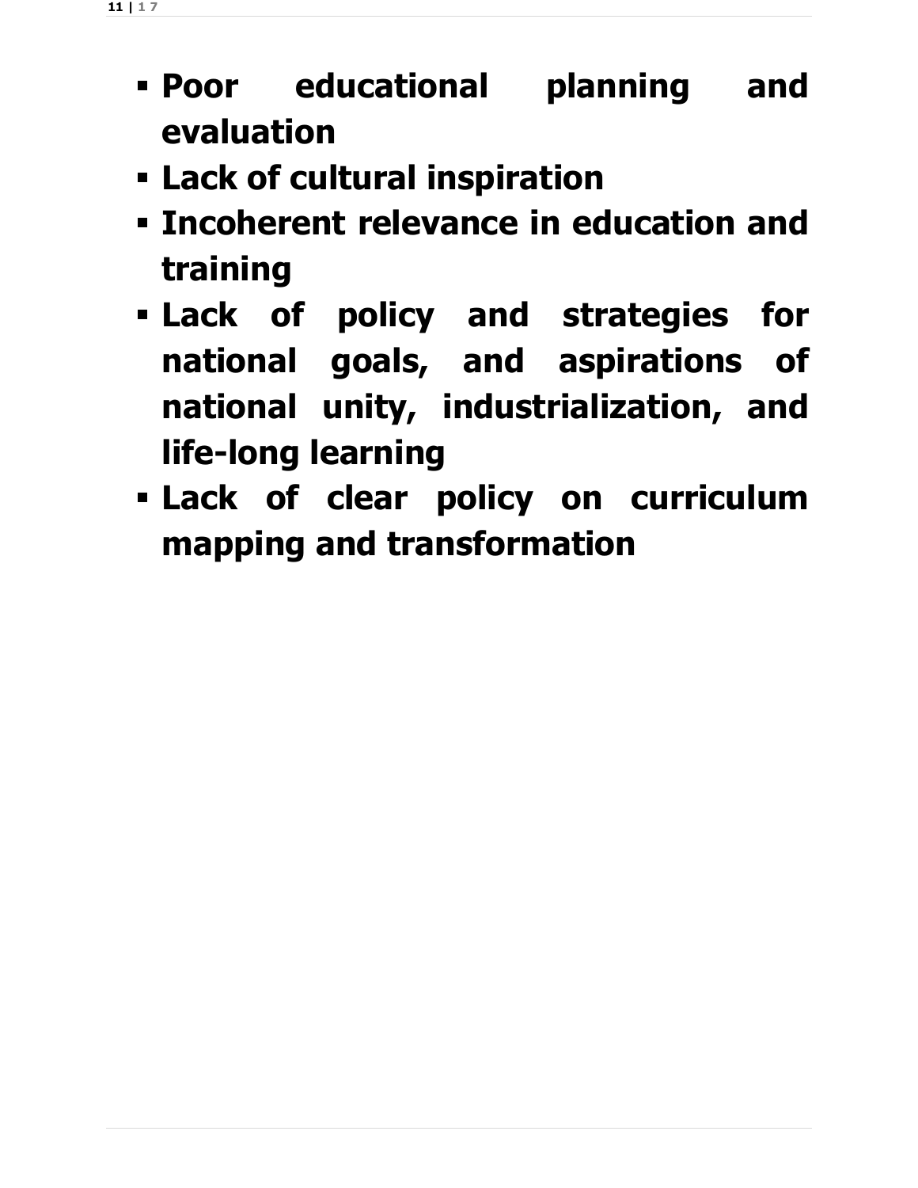- **Poor educational planning and evaluation**
- **Lack of cultural inspiration**
- **Incoherent relevance in education and training**
- **Lack of policy and strategies for national goals, and aspirations of national unity, industrialization, and life-long learning**
- **Lack of clear policy on curriculum mapping and transformation**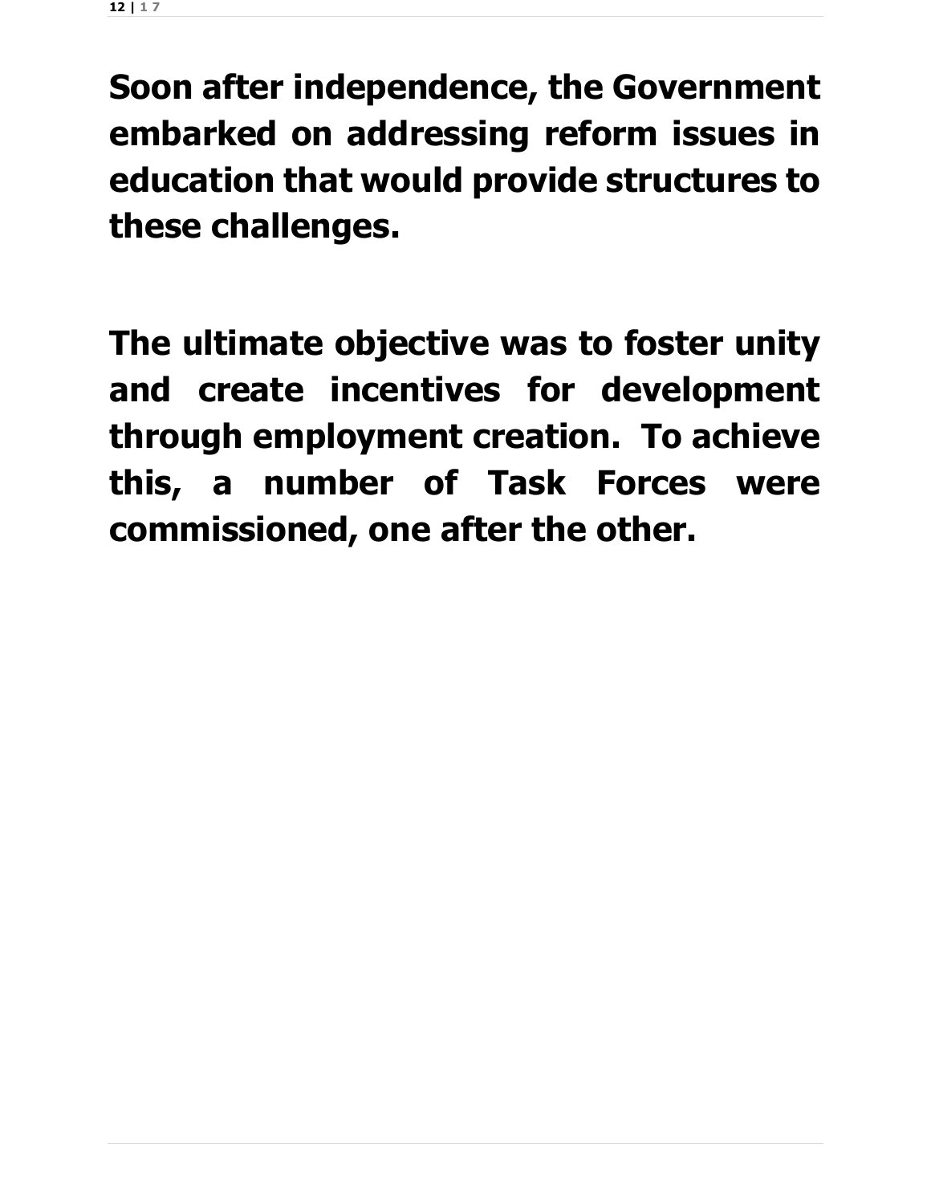**Soon after independence, the Government embarked on addressing reform issues in education that would provide structures to these challenges.**

**The ultimate objective was to foster unity and create incentives for development through employment creation. To achieve this, a number of Task Forces were commissioned, one after the other.**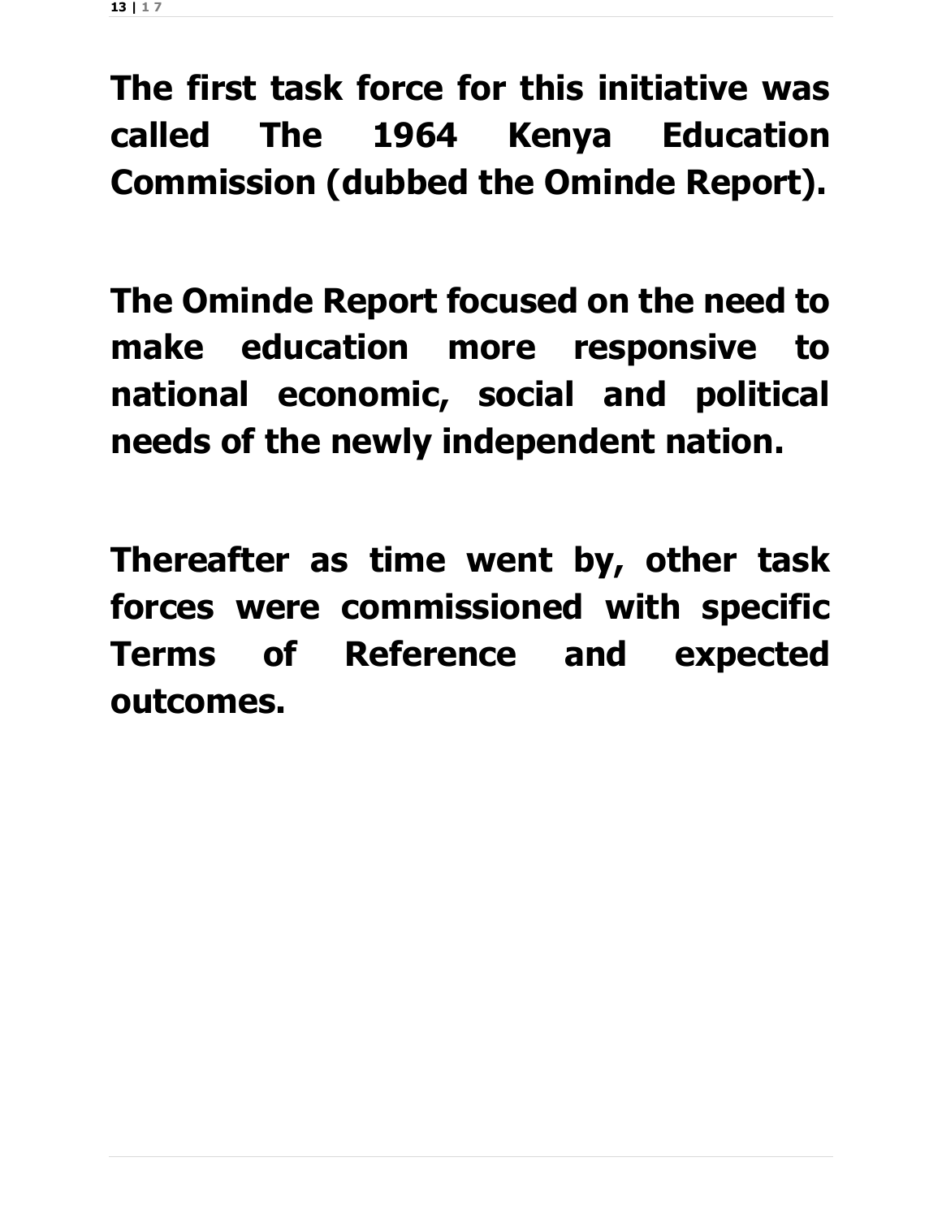**The first task force for this initiative was called The 1964 Kenya Education Commission (dubbed the Ominde Report).**

**The Ominde Report focused on the need to make education more responsive to national economic, social and political needs of the newly independent nation.**

**Thereafter as time went by, other task forces were commissioned with specific Terms of Reference and expected outcomes.**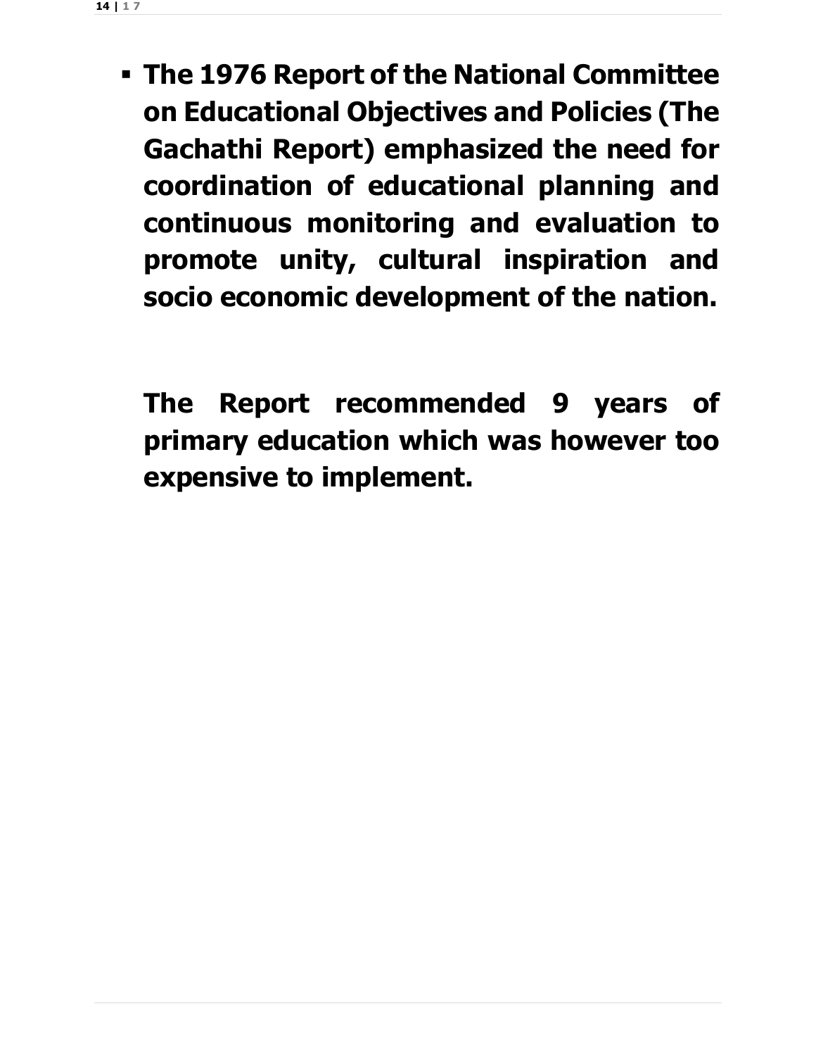- **The 1976 Report of the National Committee on Educational Objectives and Policies (The Gachathi Report) emphasized the need for coordination of educational planning and continuous monitoring and evaluation to promote unity, cultural inspiration and socio economic development of the nation.**

  **The Report recommended 9 years of primary education which was however too expensive to implement.**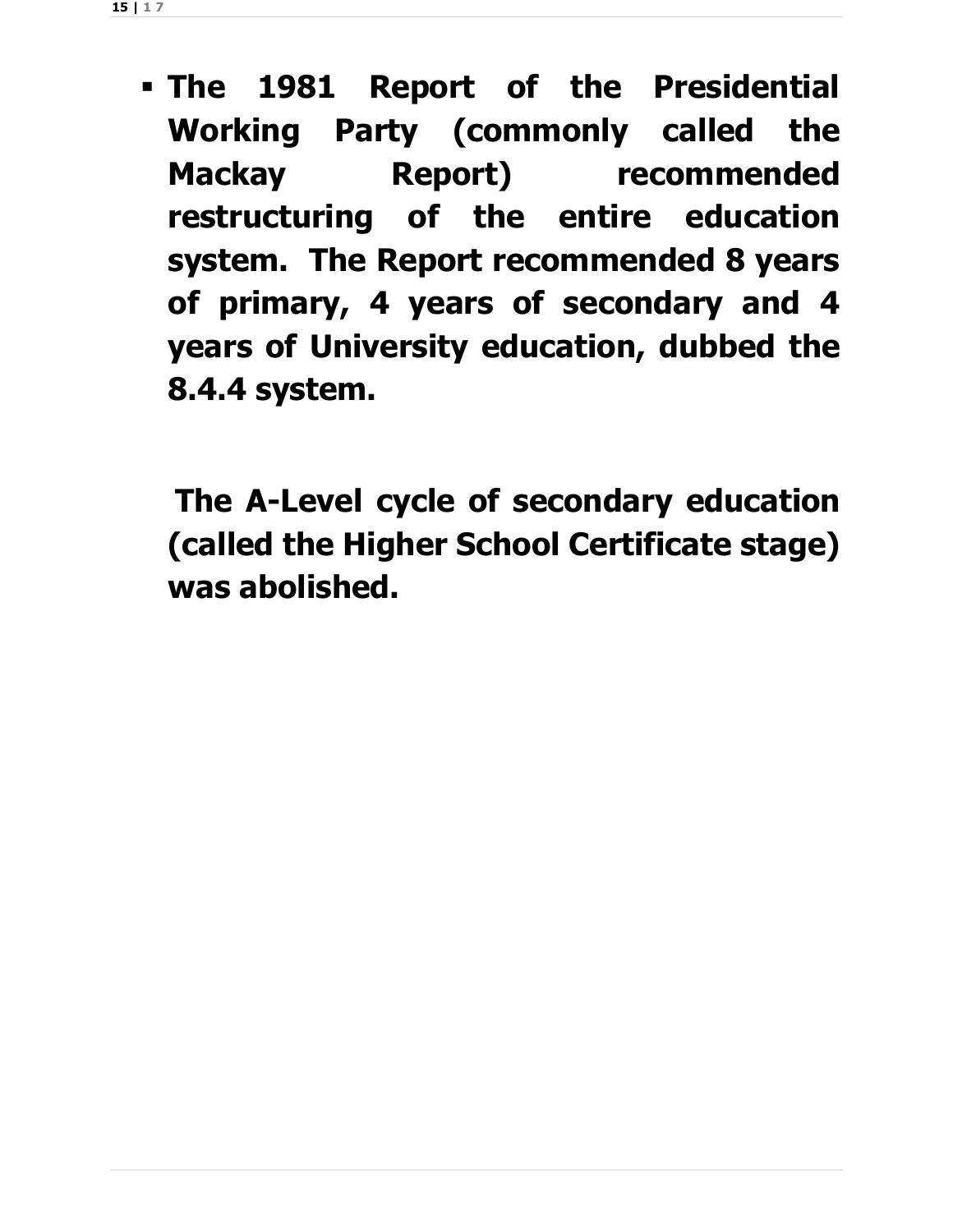- **The 1981 Report of the Presidential Working Party (commonly called the Mackay Report) recommended restructuring of the entire education system. The Report recommended 8 years of primary, 4 years of secondary and 4 years of University education, dubbed the 8.4.4 system.**

  **The A-Level cycle of secondary education (called the Higher School Certificate stage) was abolished.**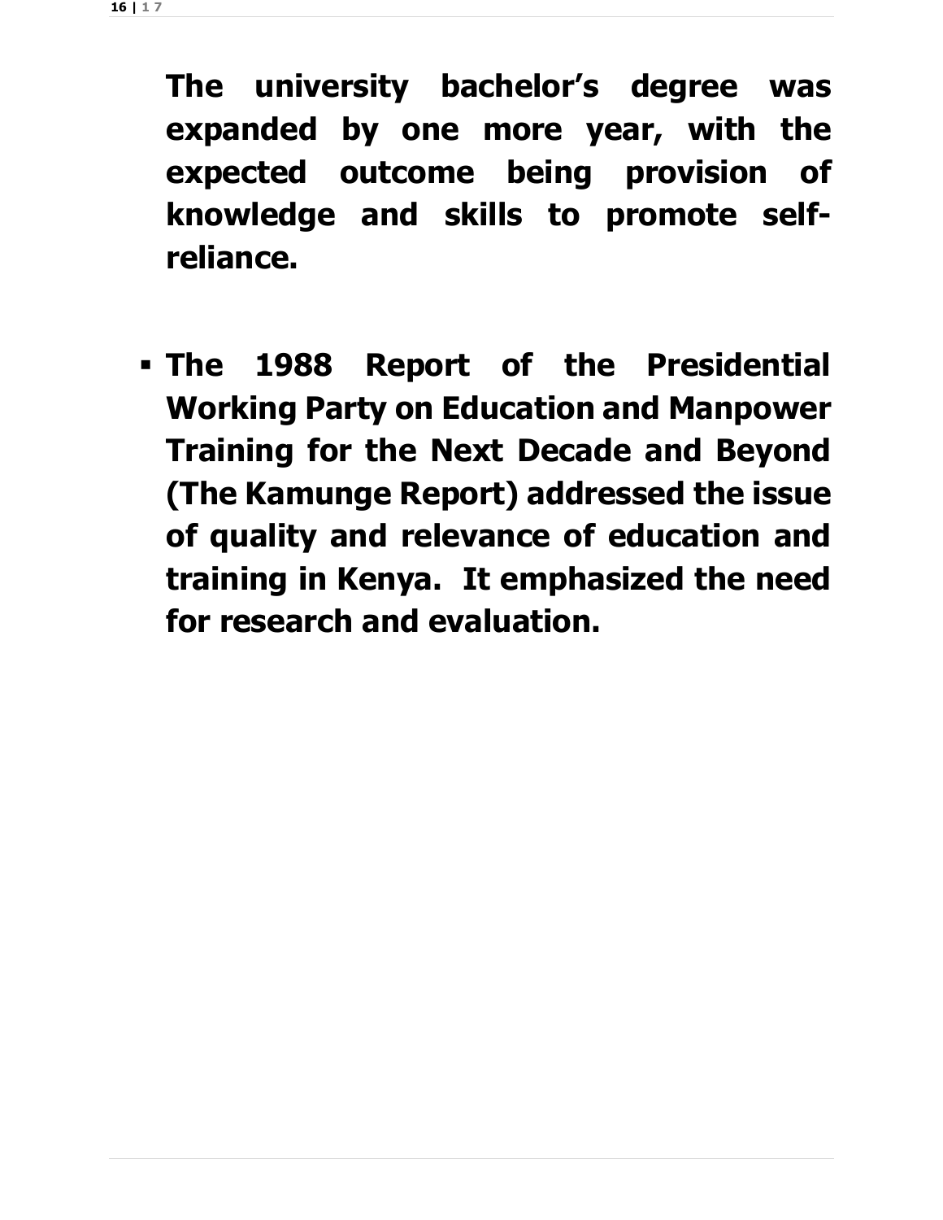**The university bachelor's degree was expanded by one more year, with the expected outcome being provision of knowledge and skills to promote self-reliance.**

- **The 1988 Report of the Presidential Working Party on Education and Manpower Training for the Next Decade and Beyond (The Kamunge Report) addressed the issue of quality and relevance of education and training in Kenya. It emphasized the need for research and evaluation.**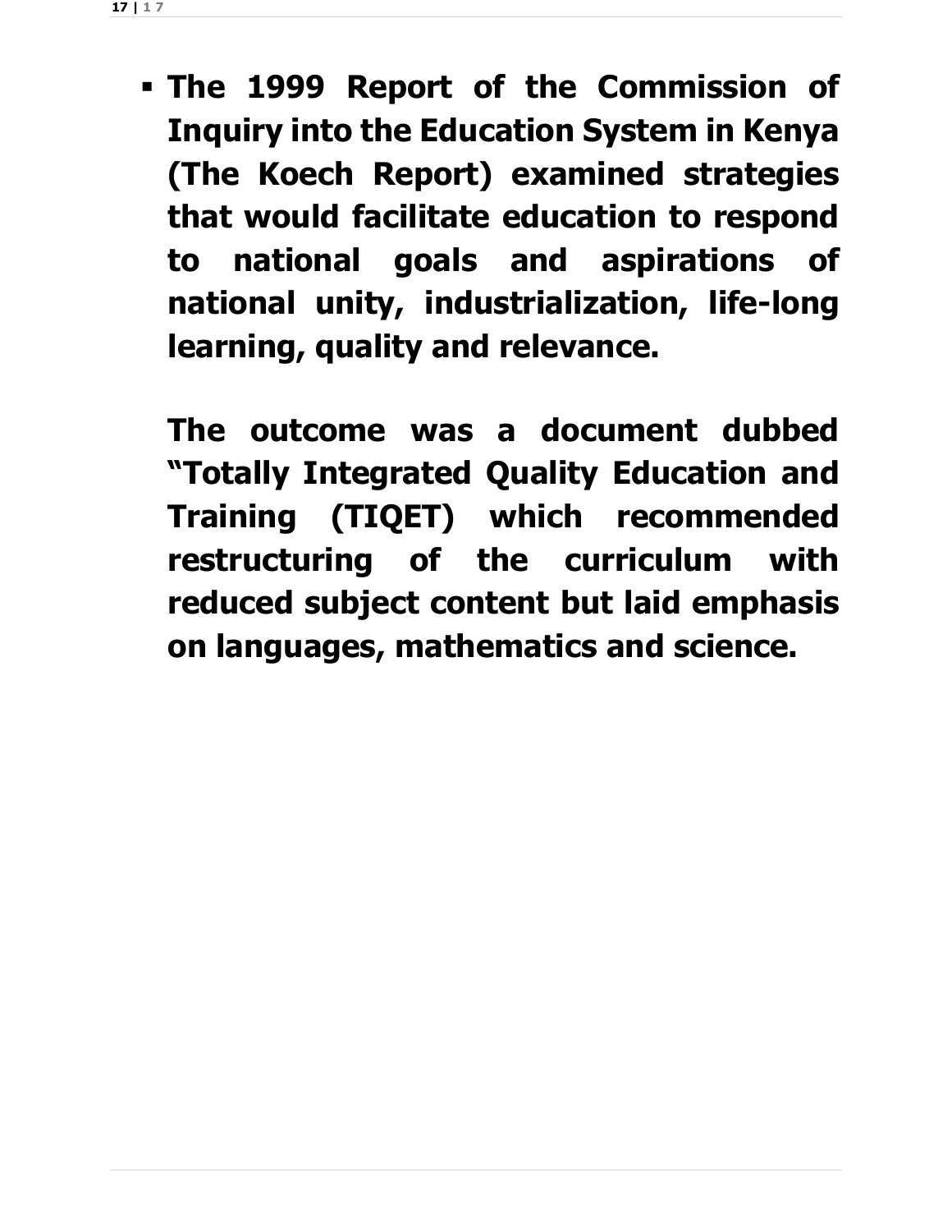- **The 1999 Report of the Commission of Inquiry into the Education System in Kenya (The Koech Report) examined strategies that would facilitate education to respond to national goals and aspirations of national unity, industrialization, life-long learning, quality and relevance.**

  **The outcome was a document dubbed "Totally Integrated Quality Education and Training (TIQET) which recommended restructuring of the curriculum with reduced subject content but laid emphasis on languages, mathematics and science.**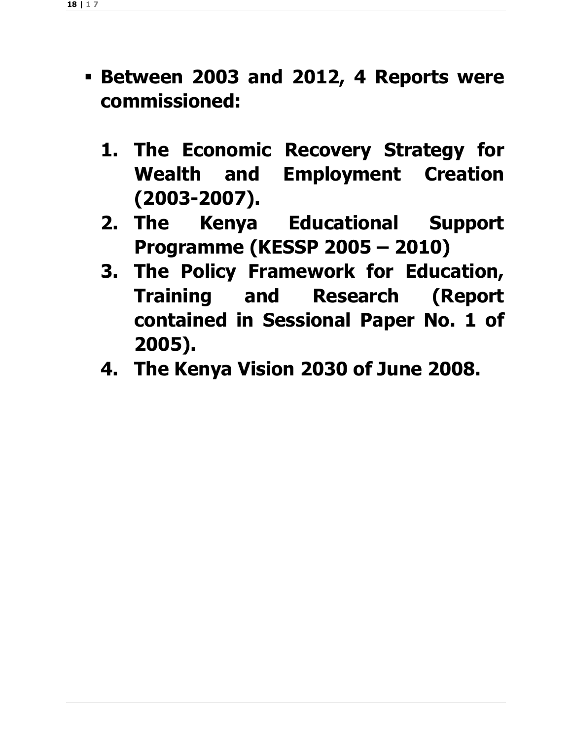- **Between 2003 and 2012, 4 Reports were commissioned:**

  1. **The Economic Recovery Strategy for Wealth and Employment Creation (2003-2007).**
  2. **The Kenya Educational Support Programme (KESSP 2005 – 2010)**
  3. **The Policy Framework for Education, Training and Research (Report contained in Sessional Paper No. 1 of 2005).**
  4. **The Kenya Vision 2030 of June 2008.**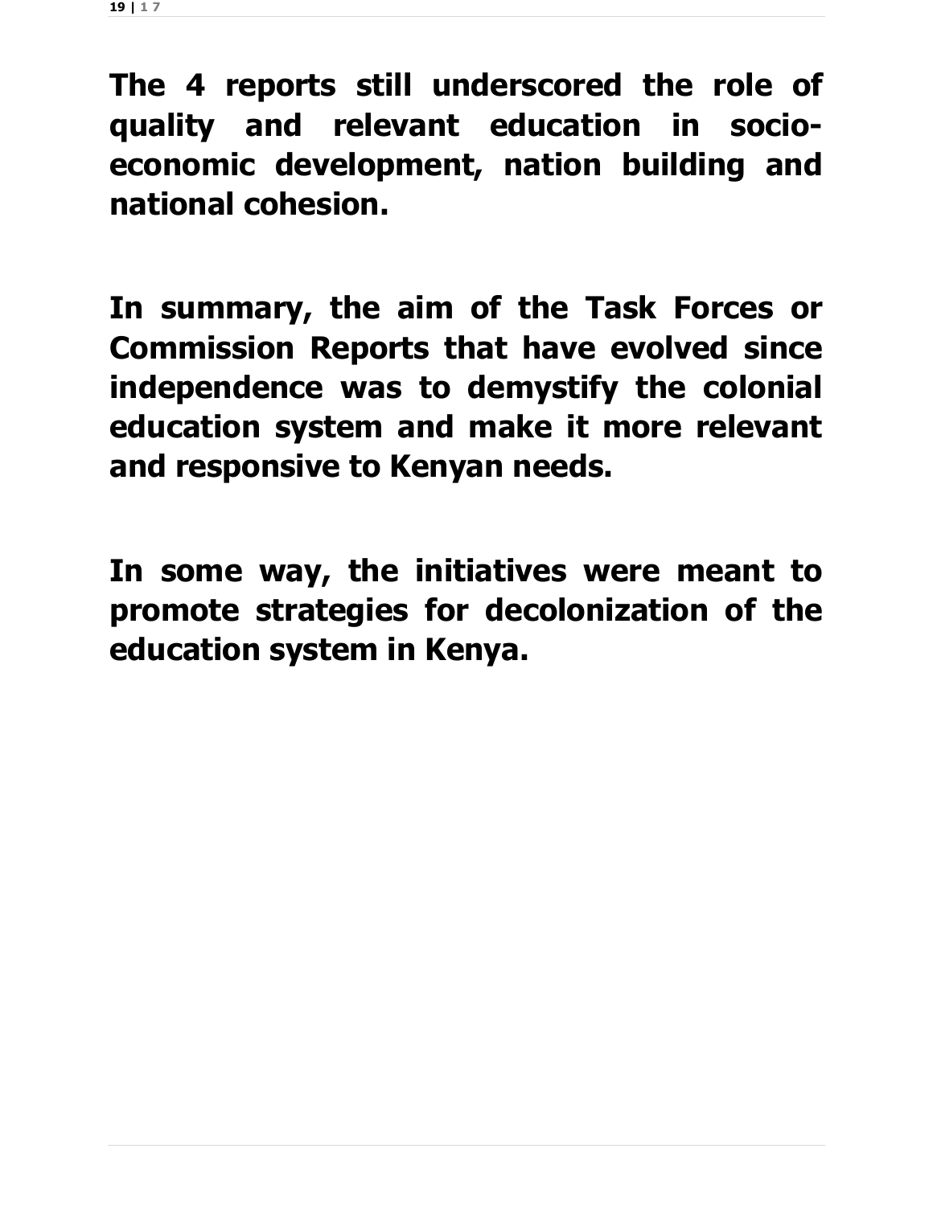**The 4 reports still underscored the role of quality and relevant education in socio-economic development, nation building and national cohesion.**

**In summary, the aim of the Task Forces or Commission Reports that have evolved since independence was to demystify the colonial education system and make it more relevant and responsive to Kenyan needs.**

**In some way, the initiatives were meant to promote strategies for decolonization of the education system in Kenya.**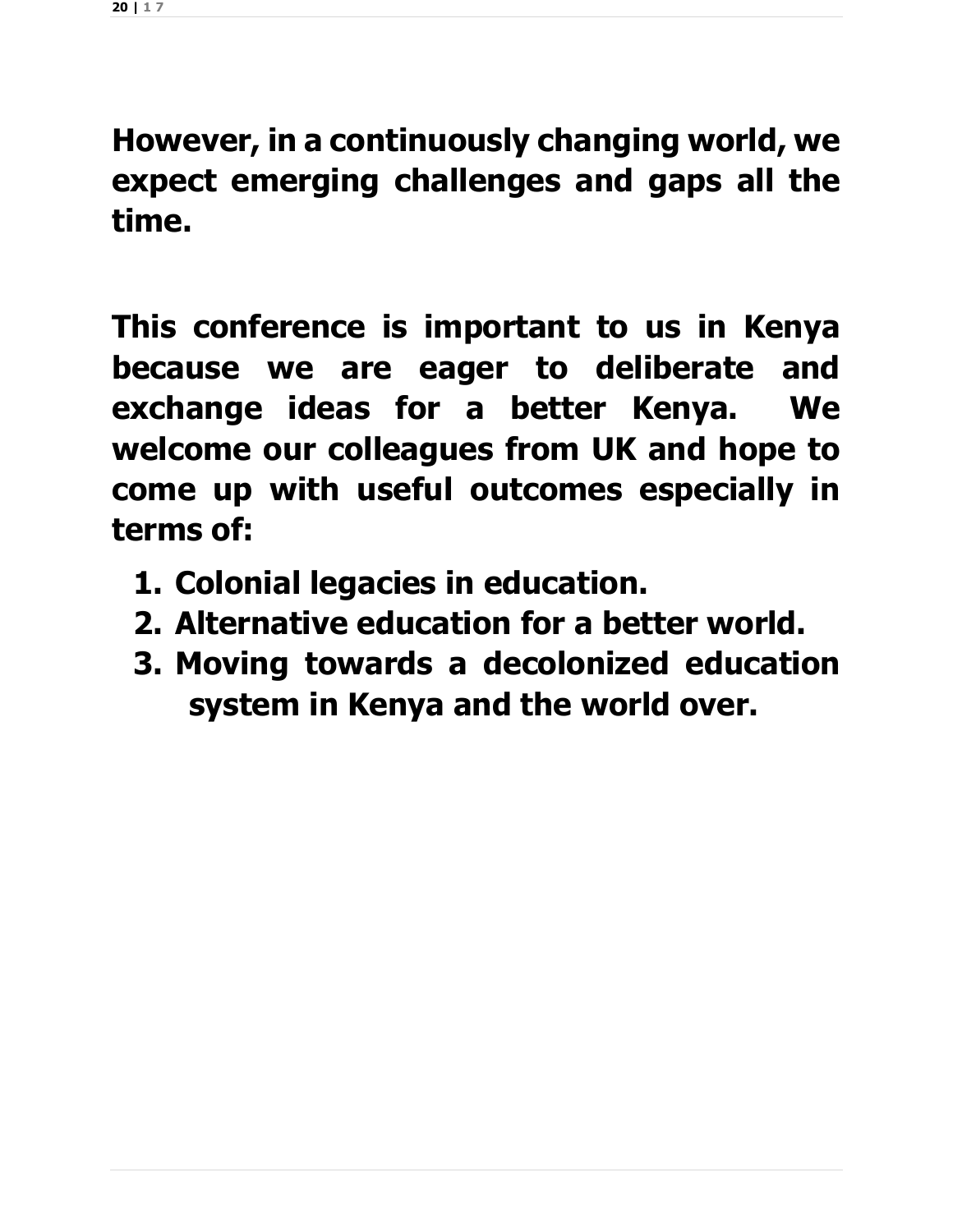**However, in a continuously changing world, we expect emerging challenges and gaps all the time.**

**This conference is important to us in Kenya because we are eager to deliberate and exchange ideas for a better Kenya. We welcome our colleagues from UK and hope to come up with useful outcomes especially in terms of:**

1. **Colonial legacies in education.**
2. **Alternative education for a better world.**
3. **Moving towards a decolonized education system in Kenya and the world over.**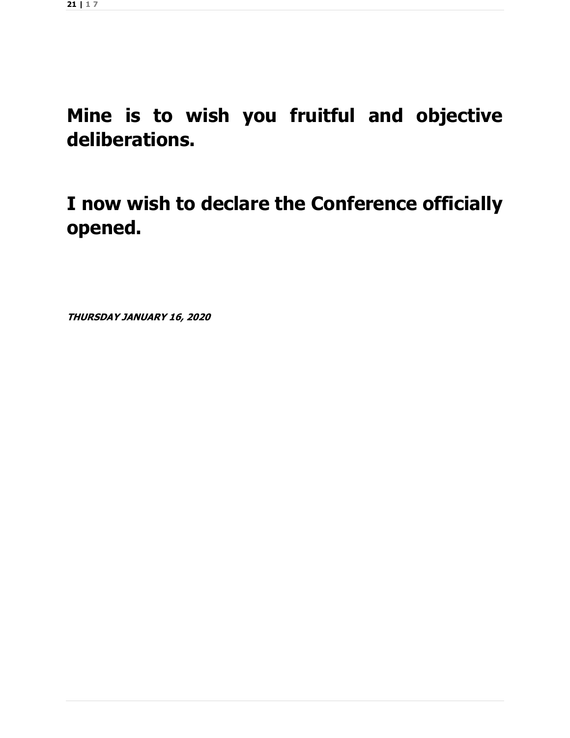**Mine is to wish you fruitful and objective deliberations.**

**I now wish to declare the Conference officially opened.**

***THURSDAY JANUARY 16, 2020***